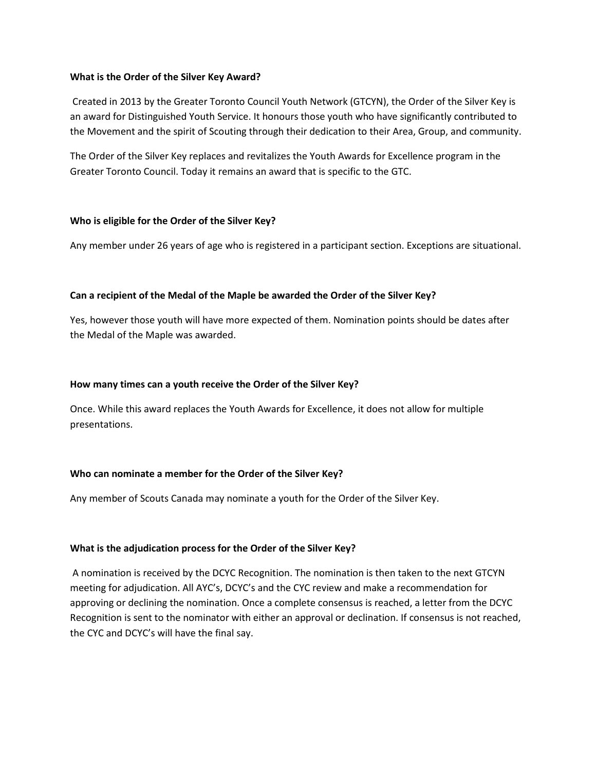**What is the Order of the Silver Key Award?**

Created in 2013 by the Greater Toronto Council Youth Network (GTCYN), the Order of the Silver Key is an award for Distinguished Youth Service. It honours those youth who have significantly contributed to the Movement and the spirit of Scouting through their dedication to their Area, Group, and community.

The Order of the Silver Key replaces and revitalizes the Youth Awards for Excellence program in the Greater Toronto Council. Today it remains an award that is specific to the GTC.

**Who is eligible for the Order of the Silver Key?**

Any member under 26 years of age who is registered in a participant section. Exceptions are situational.

**Can a recipient of the Medal of the Maple be awarded the Order of the Silver Key?**

Yes, however those youth will have more expected of them. Nomination points should be dates after the Medal of the Maple was awarded.

**How many times can a youth receive the Order of the Silver Key?**

Once. While this award replaces the Youth Awards for Excellence, it does not allow for multiple presentations.

**Who can nominate a member for the Order of the Silver Key?**

Any member of Scouts Canada may nominate a youth for the Order of the Silver Key.

**What is the adjudication process for the Order of the Silver Key?**

A nomination is received by the DCYC Recognition. The nomination is then taken to the next GTCYN meeting for adjudication. All AYC's, DCYC's and the CYC review and make a recommendation for approving or declining the nomination. Once a complete consensus is reached, a letter from the DCYC Recognition is sent to the nominator with either an approval or declination. If consensus is not reached, the CYC and DCYC's will have the final say.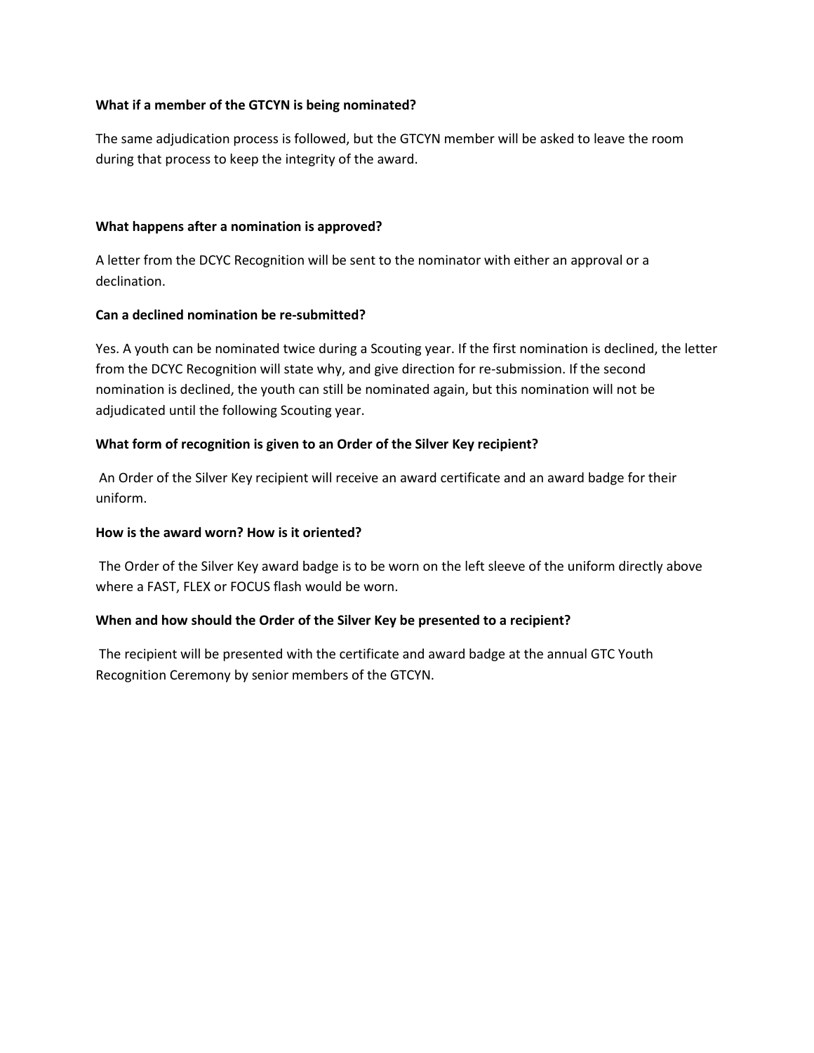**What if a member of the GTCYN is being nominated?**

The same adjudication process is followed, but the GTCYN member will be asked to leave the room during that process to keep the integrity of the award.

**What happens after a nomination is approved?**

A letter from the DCYC Recognition will be sent to the nominator with either an approval or a declination.

**Can a declined nomination be re-submitted?**

Yes. A youth can be nominated twice during a Scouting year. If the first nomination is declined, the letter from the DCYC Recognition will state why, and give direction for re-submission. If the second nomination is declined, the youth can still be nominated again, but this nomination will not be adjudicated until the following Scouting year.

**What form of recognition is given to an Order of the Silver Key recipient?**

An Order of the Silver Key recipient will receive an award certificate and an award badge for their uniform.

**How is the award worn? How is it oriented?**

The Order of the Silver Key award badge is to be worn on the left sleeve of the uniform directly above where a FAST, FLEX or FOCUS flash would be worn.

**When and how should the Order of the Silver Key be presented to a recipient?**

The recipient will be presented with the certificate and award badge at the annual GTC Youth Recognition Ceremony by senior members of the GTCYN.